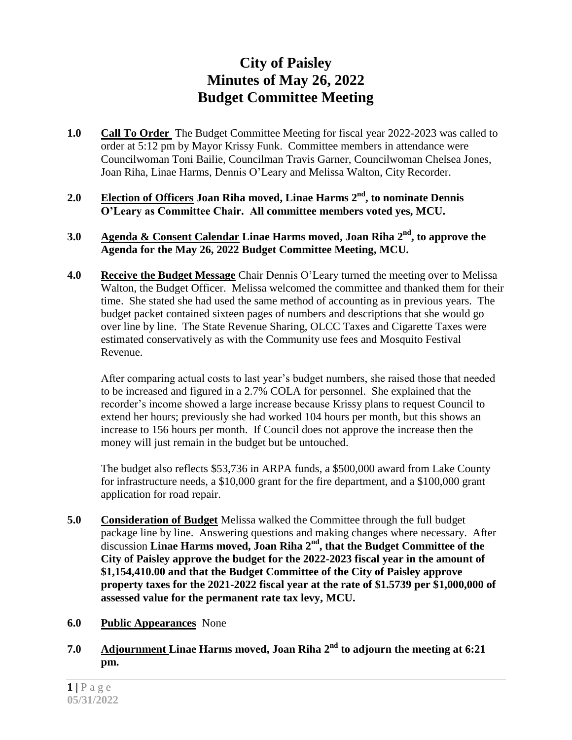# City of Paisley
# Minutes of May 26, 2022
# Budget Committee Meeting

**1.0** **Call To Order** The Budget Committee Meeting for fiscal year 2022-2023 was called to order at 5:12 pm by Mayor Krissy Funk. Committee members in attendance were Councilwoman Toni Bailie, Councilman Travis Garner, Councilwoman Chelsea Jones, Joan Riha, Linae Harms, Dennis O'Leary and Melissa Walton, City Recorder.

**2.0** **Election of Officers Joan Riha moved, Linae Harms 2nd, to nominate Dennis O'Leary as Committee Chair. All committee members voted yes, MCU.**

**3.0** **Agenda & Consent Calendar Linae Harms moved, Joan Riha 2nd, to approve the Agenda for the May 26, 2022 Budget Committee Meeting, MCU.**

**4.0** **Receive the Budget Message** Chair Dennis O'Leary turned the meeting over to Melissa Walton, the Budget Officer. Melissa welcomed the committee and thanked them for their time. She stated she had used the same method of accounting as in previous years. The budget packet contained sixteen pages of numbers and descriptions that she would go over line by line. The State Revenue Sharing, OLCC Taxes and Cigarette Taxes were estimated conservatively as with the Community use fees and Mosquito Festival Revenue.

After comparing actual costs to last year's budget numbers, she raised those that needed to be increased and figured in a 2.7% COLA for personnel. She explained that the recorder's income showed a large increase because Krissy plans to request Council to extend her hours; previously she had worked 104 hours per month, but this shows an increase to 156 hours per month. If Council does not approve the increase then the money will just remain in the budget but be untouched.

The budget also reflects $53,736 in ARPA funds, a $500,000 award from Lake County for infrastructure needs, a $10,000 grant for the fire department, and a $100,000 grant application for road repair.

**5.0** **Consideration of Budget** Melissa walked the Committee through the full budget package line by line. Answering questions and making changes where necessary. After discussion **Linae Harms moved, Joan Riha 2nd, that the Budget Committee of the City of Paisley approve the budget for the 2022-2023 fiscal year in the amount of $1,154,410.00 and that the Budget Committee of the City of Paisley approve property taxes for the 2021-2022 fiscal year at the rate of $1.5739 per $1,000,000 of assessed value for the permanent rate tax levy, MCU.**

**6.0** **Public Appearances** None

**7.0** **Adjournment Linae Harms moved, Joan Riha 2nd to adjourn the meeting at 6:21 pm.**

05/31/2022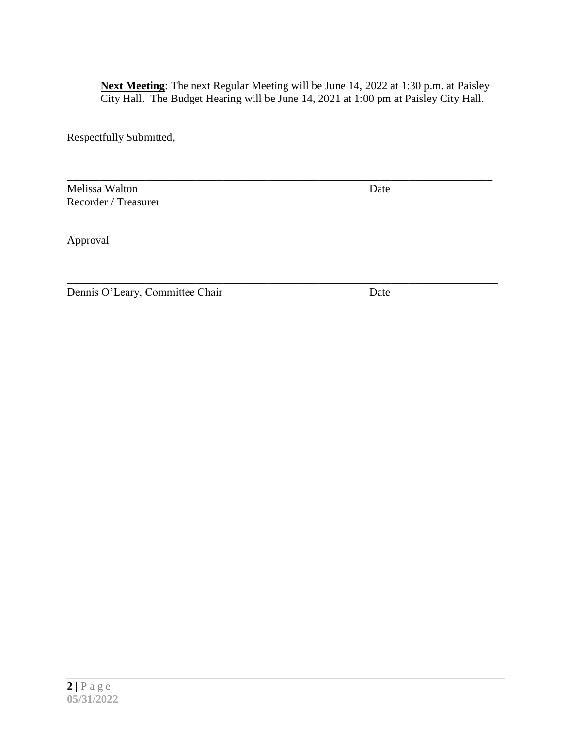**Next Meeting**: The next Regular Meeting will be June 14, 2022 at 1:30 p.m. at Paisley City Hall. The Budget Hearing will be June 14, 2021 at 1:00 pm at Paisley City Hall.

Respectfully Submitted,

\_\_\_\_\_\_\_\_\_\_\_\_\_\_\_\_\_\_\_\_\_\_\_\_\_\_\_\_\_\_\_\_\_\_\_\_\_\_\_\_\_\_\_\_\_\_\_\_\_\_\_\_\_\_\_\_\_\_\_\_\_\_\_\_\_\_\_\_\_\_\_\_

Melissa Walton Date
Recorder / Treasurer

Approval

\_\_\_\_\_\_\_\_\_\_\_\_\_\_\_\_\_\_\_\_\_\_\_\_\_\_\_\_\_\_\_\_\_\_\_\_\_\_\_\_\_\_\_\_\_\_\_\_\_\_\_\_\_\_\_\_\_\_\_\_\_\_\_\_\_\_\_\_\_\_\_\_

Dennis O'Leary, Committee Chair Date

05/31/2022